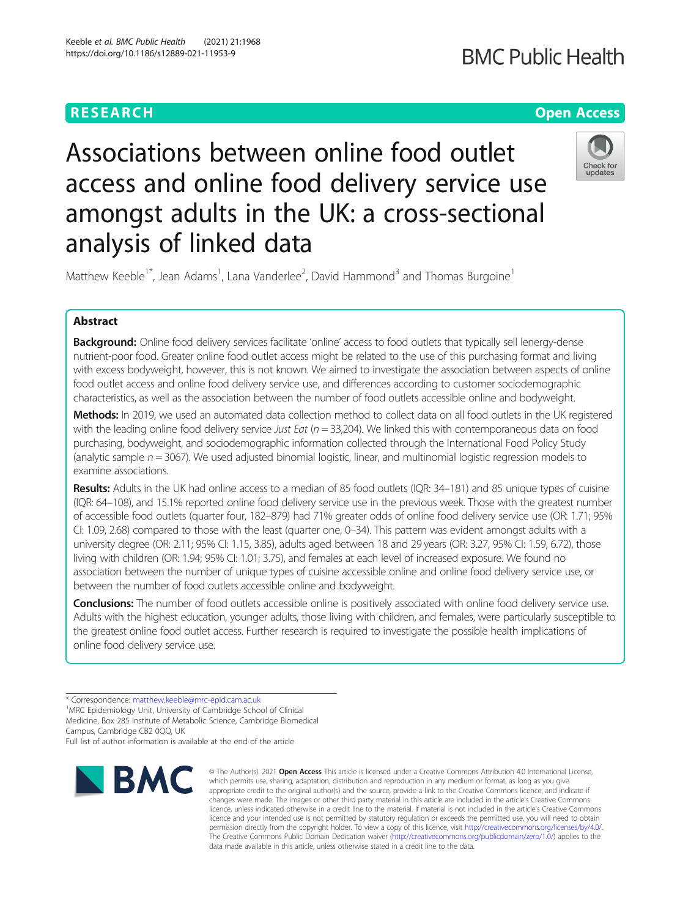**RESEARCH** | **Open Access**

# Associations between online food outlet access and online food delivery service use amongst adults in the UK: a cross-sectional analysis of linked data

Matthew Keeble[1*], Jean Adams[1], Lana Vanderlee[2], David Hammond[3] and Thomas Burgoine[1]

## Abstract

**Background:** Online food delivery services facilitate 'online' access to food outlets that typically sell lenergy-dense nutrient-poor food. Greater online food outlet access might be related to the use of this purchasing format and living with excess bodyweight, however, this is not known. We aimed to investigate the association between aspects of online food outlet access and online food delivery service use, and differences according to customer sociodemographic characteristics, as well as the association between the number of food outlets accessible online and bodyweight.

**Methods:** In 2019, we used an automated data collection method to collect data on all food outlets in the UK registered with the leading online food delivery service *Just Eat* (*n* = 33,204). We linked this with contemporaneous data on food purchasing, bodyweight, and sociodemographic information collected through the International Food Policy Study (analytic sample *n* = 3067). We used adjusted binomial logistic, linear, and multinomial logistic regression models to examine associations.

**Results:** Adults in the UK had online access to a median of 85 food outlets (IQR: 34–181) and 85 unique types of cuisine (IQR: 64–108), and 15.1% reported online food delivery service use in the previous week. Those with the greatest number of accessible food outlets (quarter four, 182–879) had 71% greater odds of online food delivery service use (OR: 1.71; 95% CI: 1.09, 2.68) compared to those with the least (quarter one, 0–34). This pattern was evident amongst adults with a university degree (OR: 2.11; 95% CI: 1.15, 3.85), adults aged between 18 and 29 years (OR: 3.27, 95% CI: 1.59, 6.72), those living with children (OR: 1.94; 95% CI: 1.01; 3.75), and females at each level of increased exposure. We found no association between the number of unique types of cuisine accessible online and online food delivery service use, or between the number of food outlets accessible online and bodyweight.

**Conclusions:** The number of food outlets accessible online is positively associated with online food delivery service use. Adults with the highest education, younger adults, those living with children, and females, were particularly susceptible to the greatest online food outlet access. Further research is required to investigate the possible health implications of online food delivery service use.

\* Correspondence: matthew.keeble@mrc-epid.cam.ac.uk
[1]MRC Epidemiology Unit, University of Cambridge School of Clinical Medicine, Box 285 Institute of Metabolic Science, Cambridge Biomedical Campus, Cambridge CB2 0QQ, UK
Full list of author information is available at the end of the article

© The Author(s). 2021 **Open Access** This article is licensed under a Creative Commons Attribution 4.0 International License, which permits use, sharing, adaptation, distribution and reproduction in any medium or format, as long as you give appropriate credit to the original author(s) and the source, provide a link to the Creative Commons licence, and indicate if changes were made. The images or other third party material in this article are included in the article's Creative Commons licence, unless indicated otherwise in a credit line to the material. If material is not included in the article's Creative Commons licence and your intended use is not permitted by statutory regulation or exceeds the permitted use, you will need to obtain permission directly from the copyright holder. To view a copy of this licence, visit http://creativecommons.org/licenses/by/4.0/. The Creative Commons Public Domain Dedication waiver (http://creativecommons.org/publicdomain/zero/1.0/) applies to the data made available in this article, unless otherwise stated in a credit line to the data.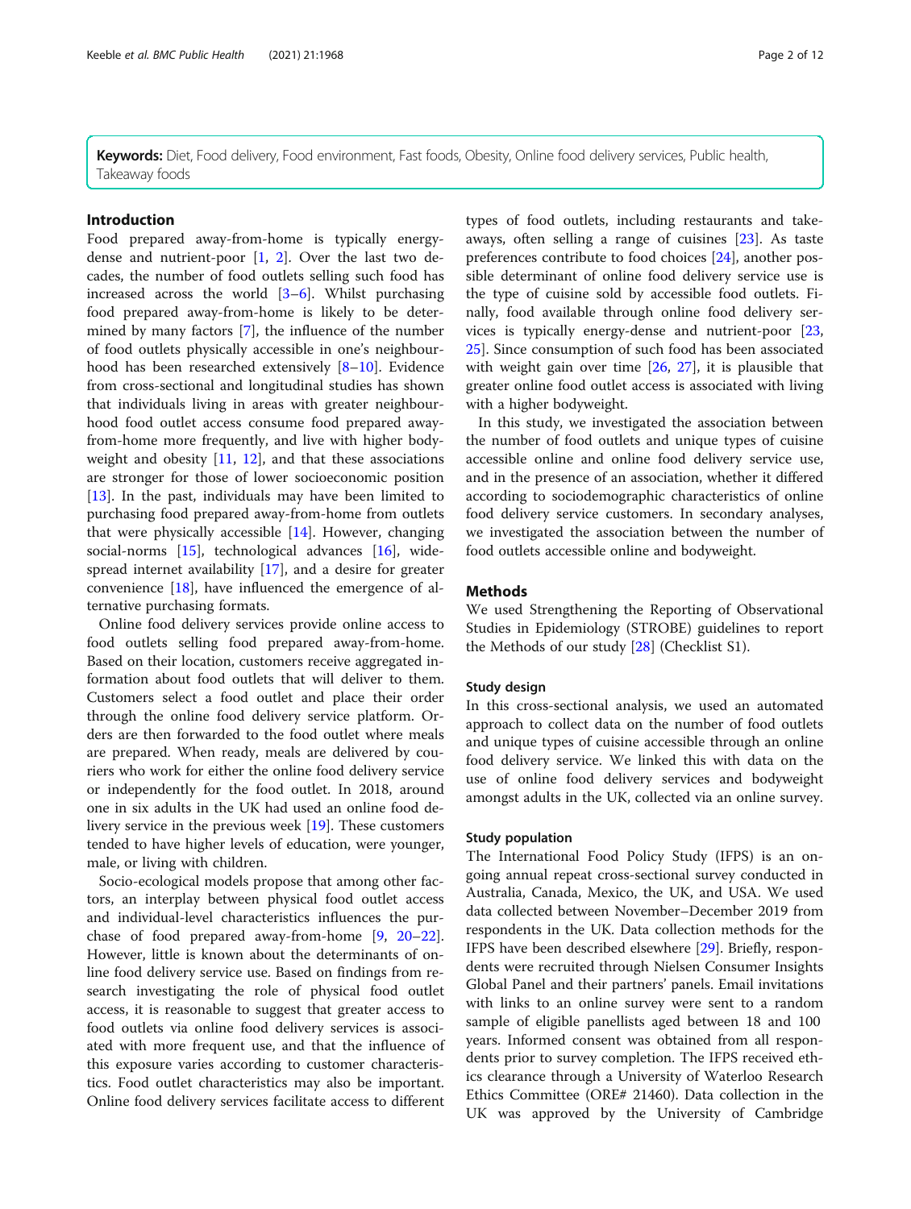**Keywords:** Diet, Food delivery, Food environment, Fast foods, Obesity, Online food delivery services, Public health, Takeaway foods

## Introduction

Food prepared away-from-home is typically energy-dense and nutrient-poor [1, 2]. Over the last two decades, the number of food outlets selling such food has increased across the world [3–6]. Whilst purchasing food prepared away-from-home is likely to be determined by many factors [7], the influence of the number of food outlets physically accessible in one's neighbourhood has been researched extensively [8–10]. Evidence from cross-sectional and longitudinal studies has shown that individuals living in areas with greater neighbourhood food outlet access consume food prepared away-from-home more frequently, and live with higher bodyweight and obesity [11, 12], and that these associations are stronger for those of lower socioeconomic position [13]. In the past, individuals may have been limited to purchasing food prepared away-from-home from outlets that were physically accessible [14]. However, changing social-norms [15], technological advances [16], widespread internet availability [17], and a desire for greater convenience [18], have influenced the emergence of alternative purchasing formats.

Online food delivery services provide online access to food outlets selling food prepared away-from-home. Based on their location, customers receive aggregated information about food outlets that will deliver to them. Customers select a food outlet and place their order through the online food delivery service platform. Orders are then forwarded to the food outlet where meals are prepared. When ready, meals are delivered by couriers who work for either the online food delivery service or independently for the food outlet. In 2018, around one in six adults in the UK had used an online food delivery service in the previous week [19]. These customers tended to have higher levels of education, were younger, male, or living with children.

Socio-ecological models propose that among other factors, an interplay between physical food outlet access and individual-level characteristics influences the purchase of food prepared away-from-home [9, 20–22]. However, little is known about the determinants of online food delivery service use. Based on findings from research investigating the role of physical food outlet access, it is reasonable to suggest that greater access to food outlets via online food delivery services is associated with more frequent use, and that the influence of this exposure varies according to customer characteristics. Food outlet characteristics may also be important. Online food delivery services facilitate access to different types of food outlets, including restaurants and takeaways, often selling a range of cuisines [23]. As taste preferences contribute to food choices [24], another possible determinant of online food delivery service use is the type of cuisine sold by accessible food outlets. Finally, food available through online food delivery services is typically energy-dense and nutrient-poor [23, 25]. Since consumption of such food has been associated with weight gain over time [26, 27], it is plausible that greater online food outlet access is associated with living with a higher bodyweight.

In this study, we investigated the association between the number of food outlets and unique types of cuisine accessible online and online food delivery service use, and in the presence of an association, whether it differed according to sociodemographic characteristics of online food delivery service customers. In secondary analyses, we investigated the association between the number of food outlets accessible online and bodyweight.

## Methods

We used Strengthening the Reporting of Observational Studies in Epidemiology (STROBE) guidelines to report the Methods of our study [28] (Checklist S1).

### Study design

In this cross-sectional analysis, we used an automated approach to collect data on the number of food outlets and unique types of cuisine accessible through an online food delivery service. We linked this with data on the use of online food delivery services and bodyweight amongst adults in the UK, collected via an online survey.

### Study population

The International Food Policy Study (IFPS) is an ongoing annual repeat cross-sectional survey conducted in Australia, Canada, Mexico, the UK, and USA. We used data collected between November–December 2019 from respondents in the UK. Data collection methods for the IFPS have been described elsewhere [29]. Briefly, respondents were recruited through Nielsen Consumer Insights Global Panel and their partners' panels. Email invitations with links to an online survey were sent to a random sample of eligible panellists aged between 18 and 100 years. Informed consent was obtained from all respondents prior to survey completion. The IFPS received ethics clearance through a University of Waterloo Research Ethics Committee (ORE# 21460). Data collection in the UK was approved by the University of Cambridge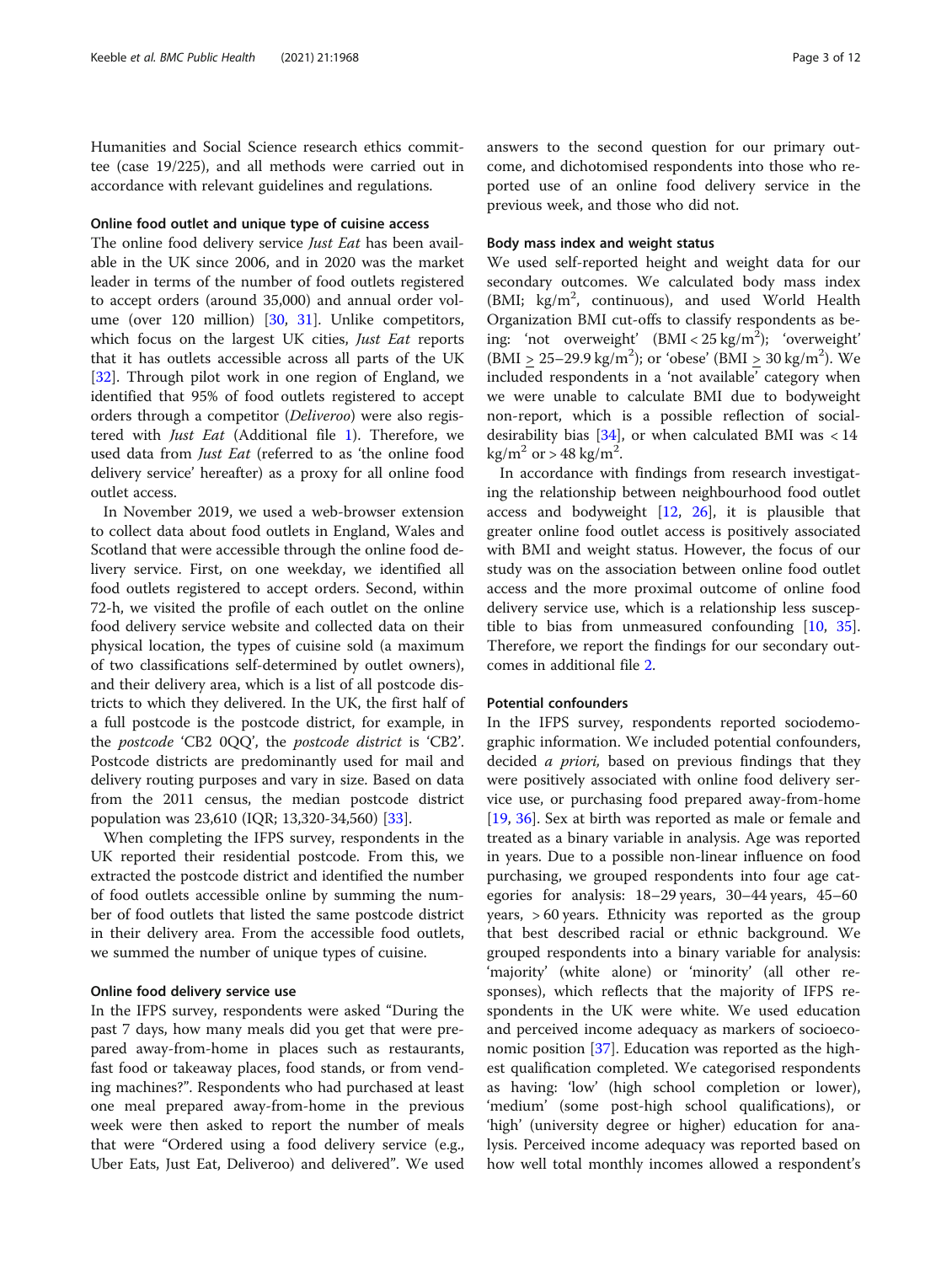Humanities and Social Science research ethics committee (case 19/225), and all methods were carried out in accordance with relevant guidelines and regulations.

### Online food outlet and unique type of cuisine access

The online food delivery service *Just Eat* has been available in the UK since 2006, and in 2020 was the market leader in terms of the number of food outlets registered to accept orders (around 35,000) and annual order volume (over 120 million) [30, 31]. Unlike competitors, which focus on the largest UK cities, *Just Eat* reports that it has outlets accessible across all parts of the UK [32]. Through pilot work in one region of England, we identified that 95% of food outlets registered to accept orders through a competitor (*Deliveroo*) were also registered with *Just Eat* (Additional file 1). Therefore, we used data from *Just Eat* (referred to as 'the online food delivery service' hereafter) as a proxy for all online food outlet access.

In November 2019, we used a web-browser extension to collect data about food outlets in England, Wales and Scotland that were accessible through the online food delivery service. First, on one weekday, we identified all food outlets registered to accept orders. Second, within 72-h, we visited the profile of each outlet on the online food delivery service website and collected data on their physical location, the types of cuisine sold (a maximum of two classifications self-determined by outlet owners), and their delivery area, which is a list of all postcode districts to which they delivered. In the UK, the first half of a full postcode is the postcode district, for example, in the *postcode* 'CB2 0QQ', the *postcode district* is 'CB2'. Postcode districts are predominantly used for mail and delivery routing purposes and vary in size. Based on data from the 2011 census, the median postcode district population was 23,610 (IQR; 13,320-34,560) [33].

When completing the IFPS survey, respondents in the UK reported their residential postcode. From this, we extracted the postcode district and identified the number of food outlets accessible online by summing the number of food outlets that listed the same postcode district in their delivery area. From the accessible food outlets, we summed the number of unique types of cuisine.

### Online food delivery service use

In the IFPS survey, respondents were asked "During the past 7 days, how many meals did you get that were prepared away-from-home in places such as restaurants, fast food or takeaway places, food stands, or from vending machines?". Respondents who had purchased at least one meal prepared away-from-home in the previous week were then asked to report the number of meals that were "Ordered using a food delivery service (e.g., Uber Eats, Just Eat, Deliveroo) and delivered". We used answers to the second question for our primary outcome, and dichotomised respondents into those who reported use of an online food delivery service in the previous week, and those who did not.

### Body mass index and weight status

We used self-reported height and weight data for our secondary outcomes. We calculated body mass index (BMI; $kg/m^2$, continuous), and used World Health Organization BMI cut-offs to classify respondents as being: 'not overweight' ($BMI < 25\ kg/m^2$); 'overweight' ($BMI \geq 25–29.9\ kg/m^2$); or 'obese' ($BMI \geq 30\ kg/m^2$). We included respondents in a 'not available' category when we were unable to calculate BMI due to bodyweight non-report, which is a possible reflection of social-desirability bias [34], or when calculated BMI was $< 14\ kg/m^2$ or $> 48\ kg/m^2$.

In accordance with findings from research investigating the relationship between neighbourhood food outlet access and bodyweight [12, 26], it is plausible that greater online food outlet access is positively associated with BMI and weight status. However, the focus of our study was on the association between online food outlet access and the more proximal outcome of online food delivery service use, which is a relationship less susceptible to bias from unmeasured confounding [10, 35]. Therefore, we report the findings for our secondary outcomes in additional file 2.

### Potential confounders

In the IFPS survey, respondents reported sociodemographic information. We included potential confounders, decided *a priori*, based on previous findings that they were positively associated with online food delivery service use, or purchasing food prepared away-from-home [19, 36]. Sex at birth was reported as male or female and treated as a binary variable in analysis. Age was reported in years. Due to a possible non-linear influence on food purchasing, we grouped respondents into four age categories for analysis: 18–29 years, 30–44 years, 45–60 years, > 60 years. Ethnicity was reported as the group that best described racial or ethnic background. We grouped respondents into a binary variable for analysis: 'majority' (white alone) or 'minority' (all other responses), which reflects that the majority of IFPS respondents in the UK were white. We used education and perceived income adequacy as markers of socioeconomic position [37]. Education was reported as the highest qualification completed. We categorised respondents as having: 'low' (high school completion or lower), 'medium' (some post-high school qualifications), or 'high' (university degree or higher) education for analysis. Perceived income adequacy was reported based on how well total monthly incomes allowed a respondent's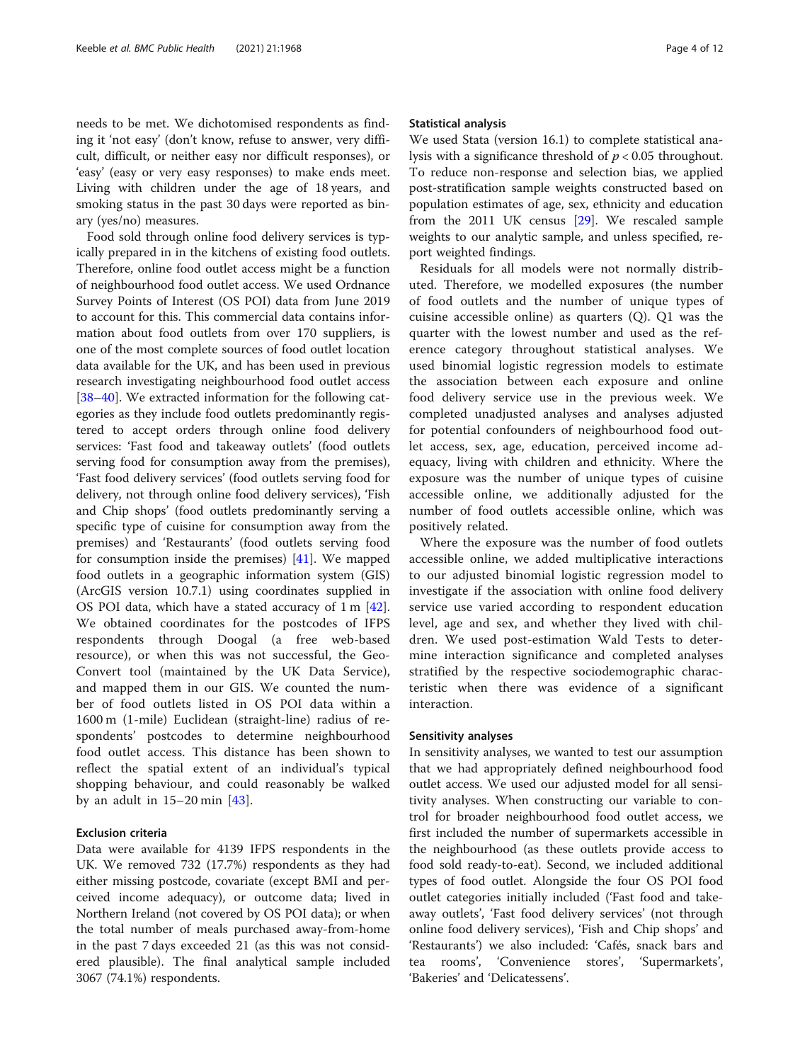needs to be met. We dichotomised respondents as finding it 'not easy' (don't know, refuse to answer, very difficult, difficult, or neither easy nor difficult responses), or 'easy' (easy or very easy responses) to make ends meet. Living with children under the age of 18 years, and smoking status in the past 30 days were reported as binary (yes/no) measures.

Food sold through online food delivery services is typically prepared in in the kitchens of existing food outlets. Therefore, online food outlet access might be a function of neighbourhood food outlet access. We used Ordnance Survey Points of Interest (OS POI) data from June 2019 to account for this. This commercial data contains information about food outlets from over 170 suppliers, is one of the most complete sources of food outlet location data available for the UK, and has been used in previous research investigating neighbourhood food outlet access [38–40]. We extracted information for the following categories as they include food outlets predominantly registered to accept orders through online food delivery services: 'Fast food and takeaway outlets' (food outlets serving food for consumption away from the premises), 'Fast food delivery services' (food outlets serving food for delivery, not through online food delivery services), 'Fish and Chip shops' (food outlets predominantly serving a specific type of cuisine for consumption away from the premises) and 'Restaurants' (food outlets serving food for consumption inside the premises) [41]. We mapped food outlets in a geographic information system (GIS) (ArcGIS version 10.7.1) using coordinates supplied in OS POI data, which have a stated accuracy of 1 m [42]. We obtained coordinates for the postcodes of IFPS respondents through Doogal (a free web-based resource), or when this was not successful, the Geo-Convert tool (maintained by the UK Data Service), and mapped them in our GIS. We counted the number of food outlets listed in OS POI data within a 1600 m (1-mile) Euclidean (straight-line) radius of respondents' postcodes to determine neighbourhood food outlet access. This distance has been shown to reflect the spatial extent of an individual's typical shopping behaviour, and could reasonably be walked by an adult in 15–20 min [43].

### Exclusion criteria

Data were available for 4139 IFPS respondents in the UK. We removed 732 (17.7%) respondents as they had either missing postcode, covariate (except BMI and perceived income adequacy), or outcome data; lived in Northern Ireland (not covered by OS POI data); or when the total number of meals purchased away-from-home in the past 7 days exceeded 21 (as this was not considered plausible). The final analytical sample included 3067 (74.1%) respondents.

### Statistical analysis

We used Stata (version 16.1) to complete statistical analysis with a significance threshold of $p < 0.05$ throughout. To reduce non-response and selection bias, we applied post-stratification sample weights constructed based on population estimates of age, sex, ethnicity and education from the 2011 UK census [29]. We rescaled sample weights to our analytic sample, and unless specified, report weighted findings.

Residuals for all models were not normally distributed. Therefore, we modelled exposures (the number of food outlets and the number of unique types of cuisine accessible online) as quarters (Q). Q1 was the quarter with the lowest number and used as the reference category throughout statistical analyses. We used binomial logistic regression models to estimate the association between each exposure and online food delivery service use in the previous week. We completed unadjusted analyses and analyses adjusted for potential confounders of neighbourhood food outlet access, sex, age, education, perceived income adequacy, living with children and ethnicity. Where the exposure was the number of unique types of cuisine accessible online, we additionally adjusted for the number of food outlets accessible online, which was positively related.

Where the exposure was the number of food outlets accessible online, we added multiplicative interactions to our adjusted binomial logistic regression model to investigate if the association with online food delivery service use varied according to respondent education level, age and sex, and whether they lived with children. We used post-estimation Wald Tests to determine interaction significance and completed analyses stratified by the respective sociodemographic characteristic when there was evidence of a significant interaction.

### Sensitivity analyses

In sensitivity analyses, we wanted to test our assumption that we had appropriately defined neighbourhood food outlet access. We used our adjusted model for all sensitivity analyses. When constructing our variable to control for broader neighbourhood food outlet access, we first included the number of supermarkets accessible in the neighbourhood (as these outlets provide access to food sold ready-to-eat). Second, we included additional types of food outlet. Alongside the four OS POI food outlet categories initially included ('Fast food and takeaway outlets', 'Fast food delivery services' (not through online food delivery services), 'Fish and Chip shops' and 'Restaurants') we also included: 'Cafés, snack bars and tea rooms', 'Convenience stores', 'Supermarkets', 'Bakeries' and 'Delicatessens'.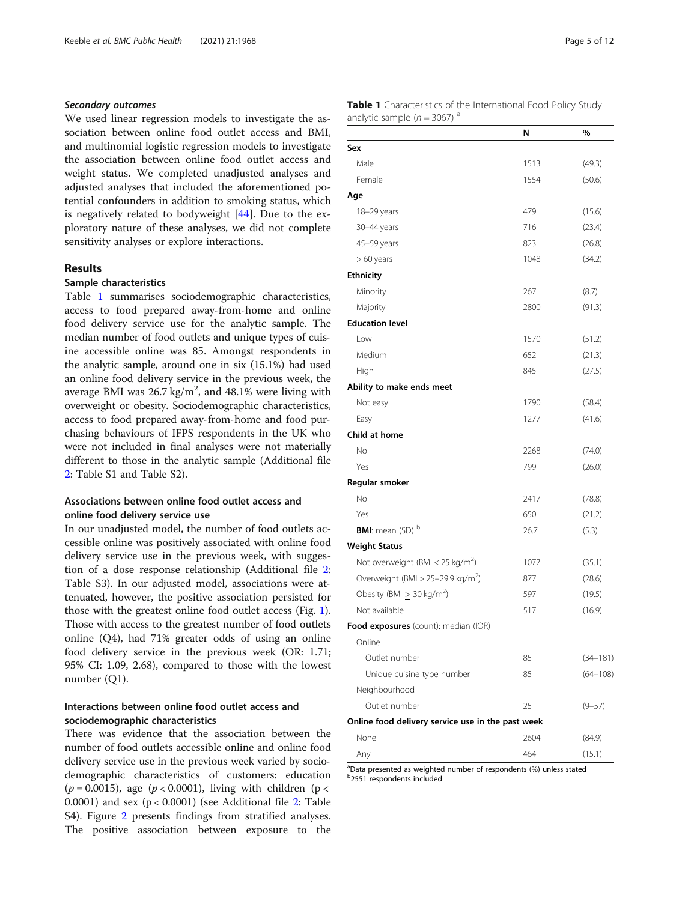#### Secondary outcomes

We used linear regression models to investigate the association between online food outlet access and BMI, and multinomial logistic regression models to investigate the association between online food outlet access and weight status. We completed unadjusted analyses and adjusted analyses that included the aforementioned potential confounders in addition to smoking status, which is negatively related to bodyweight [44]. Due to the exploratory nature of these analyses, we did not complete sensitivity analyses or explore interactions.

## Results

### Sample characteristics

Table 1 summarises sociodemographic characteristics, access to food prepared away-from-home and online food delivery service use for the analytic sample. The median number of food outlets and unique types of cuisine accessible online was 85. Amongst respondents in the analytic sample, around one in six (15.1%) had used an online food delivery service in the previous week, the average BMI was 26.7 kg/m$^2$, and 48.1% were living with overweight or obesity. Sociodemographic characteristics, access to food prepared away-from-home and food purchasing behaviours of IFPS respondents in the UK who were not included in final analyses were not materially different to those in the analytic sample (Additional file 2: Table S1 and Table S2).

### Associations between online food outlet access and online food delivery service use

In our unadjusted model, the number of food outlets accessible online was positively associated with online food delivery service use in the previous week, with suggestion of a dose response relationship (Additional file 2: Table S3). In our adjusted model, associations were attenuated, however, the positive association persisted for those with the greatest online food outlet access (Fig. 1). Those with access to the greatest number of food outlets online (Q4), had 71% greater odds of using an online food delivery service in the previous week (OR: 1.71; 95% CI: 1.09, 2.68), compared to those with the lowest number (Q1).

### Interactions between online food outlet access and sociodemographic characteristics

There was evidence that the association between the number of food outlets accessible online and online food delivery service use in the previous week varied by sociodemographic characteristics of customers: education ($p = 0.0015$), age ($p < 0.0001$), living with children ($p < 0.0001$) and sex ($p < 0.0001$) (see Additional file 2: Table S4). Figure 2 presents findings from stratified analyses. The positive association between exposure to the

**Table 1** Characteristics of the International Food Policy Study analytic sample ($n = 3067$) [a]

| | N | % |
|---|---|---|
| **Sex** | | |
| Male | 1513 | (49.3) |
| Female | 1554 | (50.6) |
| **Age** | | |
| 18–29 years | 479 | (15.6) |
| 30–44 years | 716 | (23.4) |
| 45–59 years | 823 | (26.8) |
| > 60 years | 1048 | (34.2) |
| **Ethnicity** | | |
| Minority | 267 | (8.7) |
| Majority | 2800 | (91.3) |
| **Education level** | | |
| Low | 1570 | (51.2) |
| Medium | 652 | (21.3) |
| High | 845 | (27.5) |
| **Ability to make ends meet** | | |
| Not easy | 1790 | (58.4) |
| Easy | 1277 | (41.6) |
| **Child at home** | | |
| No | 2268 | (74.0) |
| Yes | 799 | (26.0) |
| **Regular smoker** | | |
| No | 2417 | (78.8) |
| Yes | 650 | (21.2) |
| **BMI**: mean (SD) [b] | 26.7 | (5.3) |
| **Weight Status** | | |
| Not overweight (BMI < 25 kg/m$^2$) | 1077 | (35.1) |
| Overweight (BMI > 25–29.9 kg/m$^2$) | 877 | (28.6) |
| Obesity (BMI $\geq$ 30 kg/m$^2$) | 597 | (19.5) |
| Not available | 517 | (16.9) |
| **Food exposures** (count): median (IQR) | | |
| Online | | |
| Outlet number | 85 | (34–181) |
| Unique cuisine type number | 85 | (64–108) |
| Neighbourhood | | |
| Outlet number | 25 | (9–57) |
| **Online food delivery service use in the past week** | | |
| None | 2604 | (84.9) |
| Any | 464 | (15.1) |

[a]Data presented as weighted number of respondents (%) unless stated
[b]2551 respondents included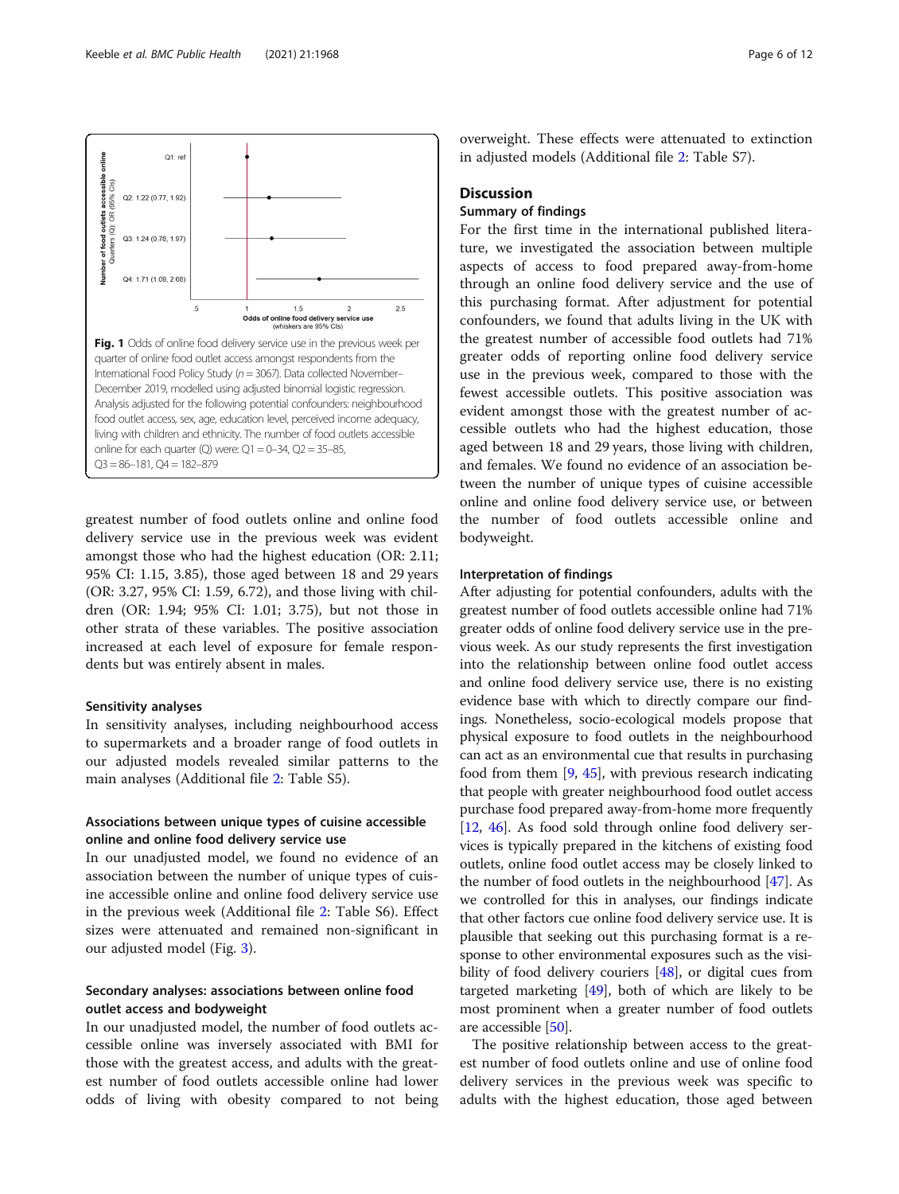Fig. 1 Odds of online food delivery service use in the previous week per quarter of online food outlet access amongst respondents from the International Food Policy Study ($n = 3067$). Data collected November–December 2019, modelled using adjusted binomial logistic regression. Analysis adjusted for the following potential confounders: neighbourhood food outlet access, sex, age, education level, perceived income adequacy, living with children and ethnicity. The number of food outlets accessible online for each quarter (Q) were: Q1 = 0–34, Q2 = 35–85, Q3 = 86–181, Q4 = 182–879

greatest number of food outlets online and online food delivery service use in the previous week was evident amongst those who had the highest education (OR: 2.11; 95% CI: 1.15, 3.85), those aged between 18 and 29 years (OR: 3.27, 95% CI: 1.59, 6.72), and those living with children (OR: 1.94; 95% CI: 1.01; 3.75), but not those in other strata of these variables. The positive association increased at each level of exposure for female respondents but was entirely absent in males.

#### Sensitivity analyses

In sensitivity analyses, including neighbourhood access to supermarkets and a broader range of food outlets in our adjusted models revealed similar patterns to the main analyses (Additional file 2: Table S5).

### Associations between unique types of cuisine accessible online and online food delivery service use

In our unadjusted model, we found no evidence of an association between the number of unique types of cuisine accessible online and online food delivery service use in the previous week (Additional file 2: Table S6). Effect sizes were attenuated and remained non-significant in our adjusted model (Fig. 3).

### Secondary analyses: associations between online food outlet access and bodyweight

In our unadjusted model, the number of food outlets accessible online was inversely associated with BMI for those with the greatest access, and adults with the greatest number of food outlets accessible online had lower odds of living with obesity compared to not being overweight. These effects were attenuated to extinction in adjusted models (Additional file 2: Table S7).

## Discussion

### Summary of findings

For the first time in the international published literature, we investigated the association between multiple aspects of access to food prepared away-from-home through an online food delivery service and the use of this purchasing format. After adjustment for potential confounders, we found that adults living in the UK with the greatest number of accessible food outlets had 71% greater odds of reporting online food delivery service use in the previous week, compared to those with the fewest accessible outlets. This positive association was evident amongst those with the greatest number of accessible outlets who had the highest education, those aged between 18 and 29 years, those living with children, and females. We found no evidence of an association between the number of unique types of cuisine accessible online and online food delivery service use, or between the number of food outlets accessible online and bodyweight.

#### Interpretation of findings

After adjusting for potential confounders, adults with the greatest number of food outlets accessible online had 71% greater odds of online food delivery service use in the previous week. As our study represents the first investigation into the relationship between online food outlet access and online food delivery service use, there is no existing evidence base with which to directly compare our findings. Nonetheless, socio-ecological models propose that physical exposure to food outlets in the neighbourhood can act as an environmental cue that results in purchasing food from them [9, 45], with previous research indicating that people with greater neighbourhood food outlet access purchase food prepared away-from-home more frequently [12, 46]. As food sold through online food delivery services is typically prepared in the kitchens of existing food outlets, online food outlet access may be closely linked to the number of food outlets in the neighbourhood [47]. As we controlled for this in analyses, our findings indicate that other factors cue online food delivery service use. It is plausible that seeking out this purchasing format is a response to other environmental exposures such as the visibility of food delivery couriers [48], or digital cues from targeted marketing [49], both of which are likely to be most prominent when a greater number of food outlets are accessible [50].

The positive relationship between access to the greatest number of food outlets online and use of online food delivery services in the previous week was specific to adults with the highest education, those aged between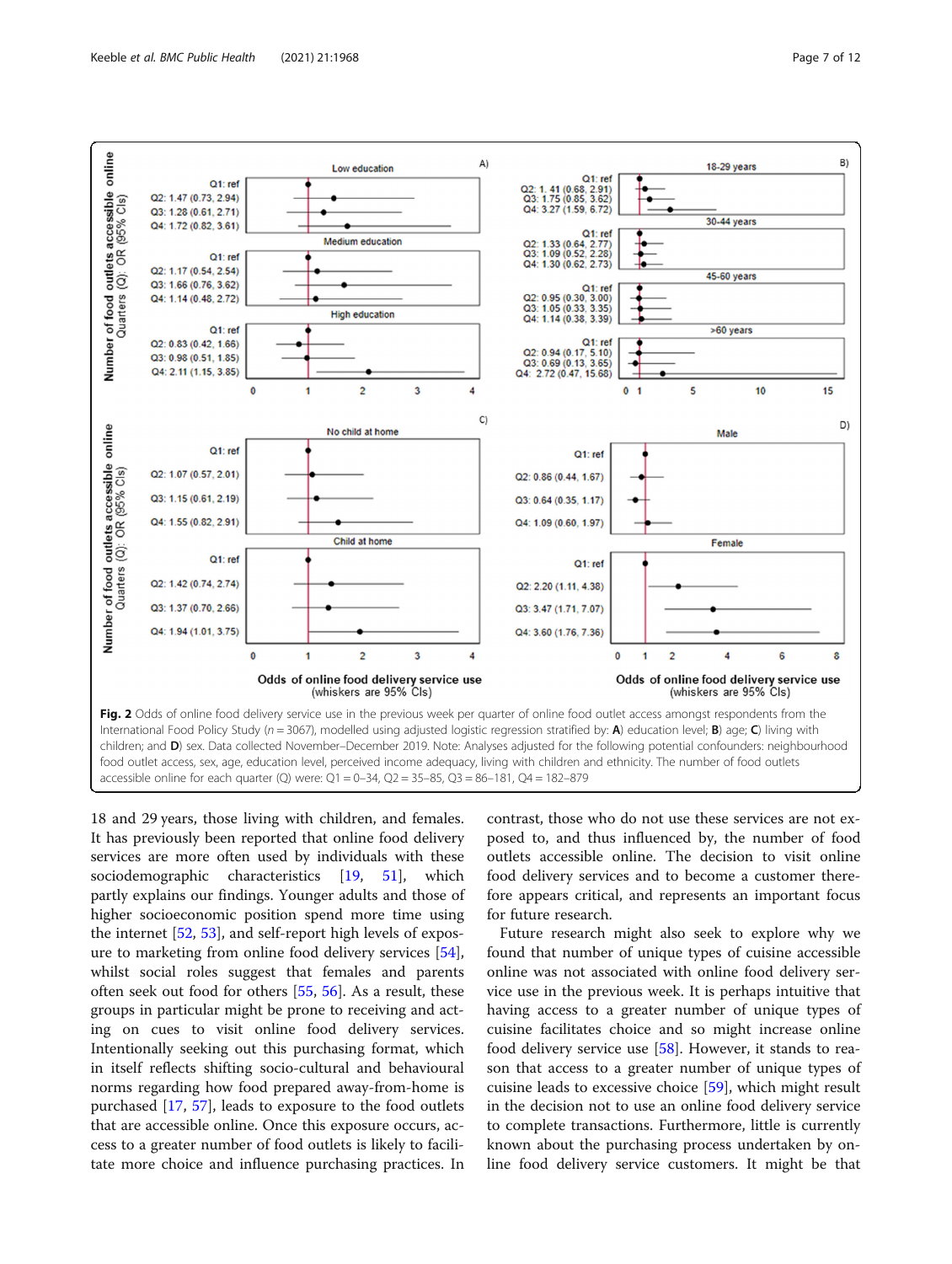Fig. 2 Odds of online food delivery service use in the previous week per quarter of online food outlet access amongst respondents from the International Food Policy Study ($n = 3067$), modelled using adjusted logistic regression stratified by: **A**) education level; **B**) age; **C**) living with children; and **D**) sex. Data collected November–December 2019. Note: Analyses adjusted for the following potential confounders: neighbourhood food outlet access, sex, age, education level, perceived income adequacy, living with children and ethnicity. The number of food outlets accessible online for each quarter (Q) were: Q1 = 0–34, Q2 = 35–85, Q3 = 86–181, Q4 = 182–879

18 and 29 years, those living with children, and females. It has previously been reported that online food delivery services are more often used by individuals with these sociodemographic characteristics [19, 51], which partly explains our findings. Younger adults and those of higher socioeconomic position spend more time using the internet [52, 53], and self-report high levels of exposure to marketing from online food delivery services [54], whilst social roles suggest that females and parents often seek out food for others [55, 56]. As a result, these groups in particular might be prone to receiving and acting on cues to visit online food delivery services. Intentionally seeking out this purchasing format, which in itself reflects shifting socio-cultural and behavioural norms regarding how food prepared away-from-home is purchased [17, 57], leads to exposure to the food outlets that are accessible online. Once this exposure occurs, access to a greater number of food outlets is likely to facilitate more choice and influence purchasing practices. In contrast, those who do not use these services are not exposed to, and thus influenced by, the number of food outlets accessible online. The decision to visit online food delivery services and to become a customer therefore appears critical, and represents an important focus for future research.

Future research might also seek to explore why we found that number of unique types of cuisine accessible online was not associated with online food delivery service use in the previous week. It is perhaps intuitive that having access to a greater number of unique types of cuisine facilitates choice and so might increase online food delivery service use [58]. However, it stands to reason that access to a greater number of unique types of cuisine leads to excessive choice [59], which might result in the decision not to use an online food delivery service to complete transactions. Furthermore, little is currently known about the purchasing process undertaken by online food delivery service customers. It might be that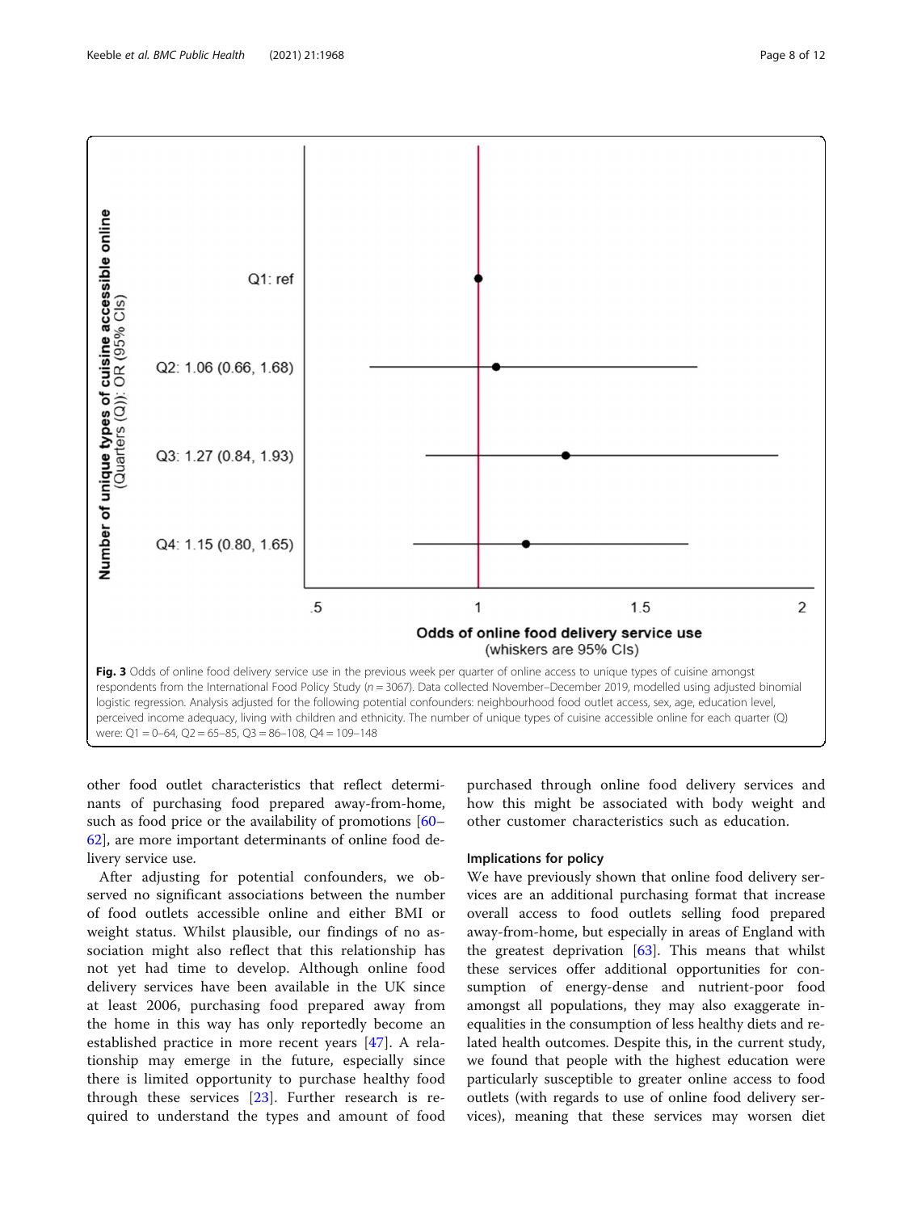Fig. 3 Odds of online food delivery service use in the previous week per quarter of online access to unique types of cuisine amongst respondents from the International Food Policy Study ($n = 3067$). Data collected November–December 2019, modelled using adjusted binomial logistic regression. Analysis adjusted for the following potential confounders: neighbourhood food outlet access, sex, age, education level, perceived income adequacy, living with children and ethnicity. The number of unique types of cuisine accessible online for each quarter (Q) were: Q1 = 0–64, Q2 = 65–85, Q3 = 86–108, Q4 = 109–148

other food outlet characteristics that reflect determinants of purchasing food prepared away-from-home, such as food price or the availability of promotions [60–62], are more important determinants of online food delivery service use.

After adjusting for potential confounders, we observed no significant associations between the number of food outlets accessible online and either BMI or weight status. Whilst plausible, our findings of no association might also reflect that this relationship has not yet had time to develop. Although online food delivery services have been available in the UK since at least 2006, purchasing food prepared away from the home in this way has only reportedly become an established practice in more recent years [47]. A relationship may emerge in the future, especially since there is limited opportunity to purchase healthy food through these services [23]. Further research is required to understand the types and amount of food purchased through online food delivery services and how this might be associated with body weight and other customer characteristics such as education.

### Implications for policy

We have previously shown that online food delivery services are an additional purchasing format that increase overall access to food outlets selling food prepared away-from-home, but especially in areas of England with the greatest deprivation [63]. This means that whilst these services offer additional opportunities for consumption of energy-dense and nutrient-poor food amongst all populations, they may also exaggerate inequalities in the consumption of less healthy diets and related health outcomes. Despite this, in the current study, we found that people with the highest education were particularly susceptible to greater online access to food outlets (with regards to use of online food delivery services), meaning that these services may worsen diet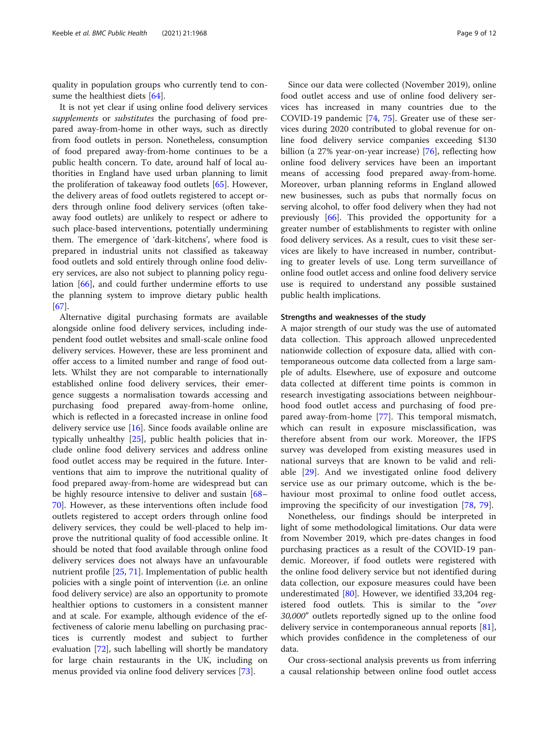quality in population groups who currently tend to consume the healthiest diets [64].

It is not yet clear if using online food delivery services *supplements* or *substitutes* the purchasing of food prepared away-from-home in other ways, such as directly from food outlets in person. Nonetheless, consumption of food prepared away-from-home continues to be a public health concern. To date, around half of local authorities in England have used urban planning to limit the proliferation of takeaway food outlets [65]. However, the delivery areas of food outlets registered to accept orders through online food delivery services (often takeaway food outlets) are unlikely to respect or adhere to such place-based interventions, potentially undermining them. The emergence of 'dark-kitchens', where food is prepared in industrial units not classified as takeaway food outlets and sold entirely through online food delivery services, are also not subject to planning policy regulation [66], and could further undermine efforts to use the planning system to improve dietary public health [67].

Alternative digital purchasing formats are available alongside online food delivery services, including independent food outlet websites and small-scale online food delivery services. However, these are less prominent and offer access to a limited number and range of food outlets. Whilst they are not comparable to internationally established online food delivery services, their emergence suggests a normalisation towards accessing and purchasing food prepared away-from-home online, which is reflected in a forecasted increase in online food delivery service use [16]. Since foods available online are typically unhealthy [25], public health policies that include online food delivery services and address online food outlet access may be required in the future. Interventions that aim to improve the nutritional quality of food prepared away-from-home are widespread but can be highly resource intensive to deliver and sustain [68–70]. However, as these interventions often include food outlets registered to accept orders through online food delivery services, they could be well-placed to help improve the nutritional quality of food accessible online. It should be noted that food available through online food delivery services does not always have an unfavourable nutrient profile [25, 71]. Implementation of public health policies with a single point of intervention (i.e. an online food delivery service) are also an opportunity to promote healthier options to customers in a consistent manner and at scale. For example, although evidence of the effectiveness of calorie menu labelling on purchasing practices is currently modest and subject to further evaluation [72], such labelling will shortly be mandatory for large chain restaurants in the UK, including on menus provided via online food delivery services [73].

Since our data were collected (November 2019), online food outlet access and use of online food delivery services has increased in many countries due to the COVID-19 pandemic [74, 75]. Greater use of these services during 2020 contributed to global revenue for online food delivery service companies exceeding \$130 billion (a 27% year-on-year increase) [76], reflecting how online food delivery services have been an important means of accessing food prepared away-from-home. Moreover, urban planning reforms in England allowed new businesses, such as pubs that normally focus on serving alcohol, to offer food delivery when they had not previously [66]. This provided the opportunity for a greater number of establishments to register with online food delivery services. As a result, cues to visit these services are likely to have increased in number, contributing to greater levels of use. Long term surveillance of online food outlet access and online food delivery service use is required to understand any possible sustained public health implications.

### Strengths and weaknesses of the study

A major strength of our study was the use of automated data collection. This approach allowed unprecedented nationwide collection of exposure data, allied with contemporaneous outcome data collected from a large sample of adults. Elsewhere, use of exposure and outcome data collected at different time points is common in research investigating associations between neighbourhood food outlet access and purchasing of food prepared away-from-home [77]. This temporal mismatch, which can result in exposure misclassification, was therefore absent from our work. Moreover, the IFPS survey was developed from existing measures used in national surveys that are known to be valid and reliable [29]. And we investigated online food delivery service use as our primary outcome, which is the behaviour most proximal to online food outlet access, improving the specificity of our investigation [78, 79].

Nonetheless, our findings should be interpreted in light of some methodological limitations. Our data were from November 2019, which pre-dates changes in food purchasing practices as a result of the COVID-19 pandemic. Moreover, if food outlets were registered with the online food delivery service but not identified during data collection, our exposure measures could have been underestimated [80]. However, we identified 33,204 registered food outlets. This is similar to the "*over 30,000*" outlets reportedly signed up to the online food delivery service in contemporaneous annual reports [81], which provides confidence in the completeness of our data.

Our cross-sectional analysis prevents us from inferring a causal relationship between online food outlet access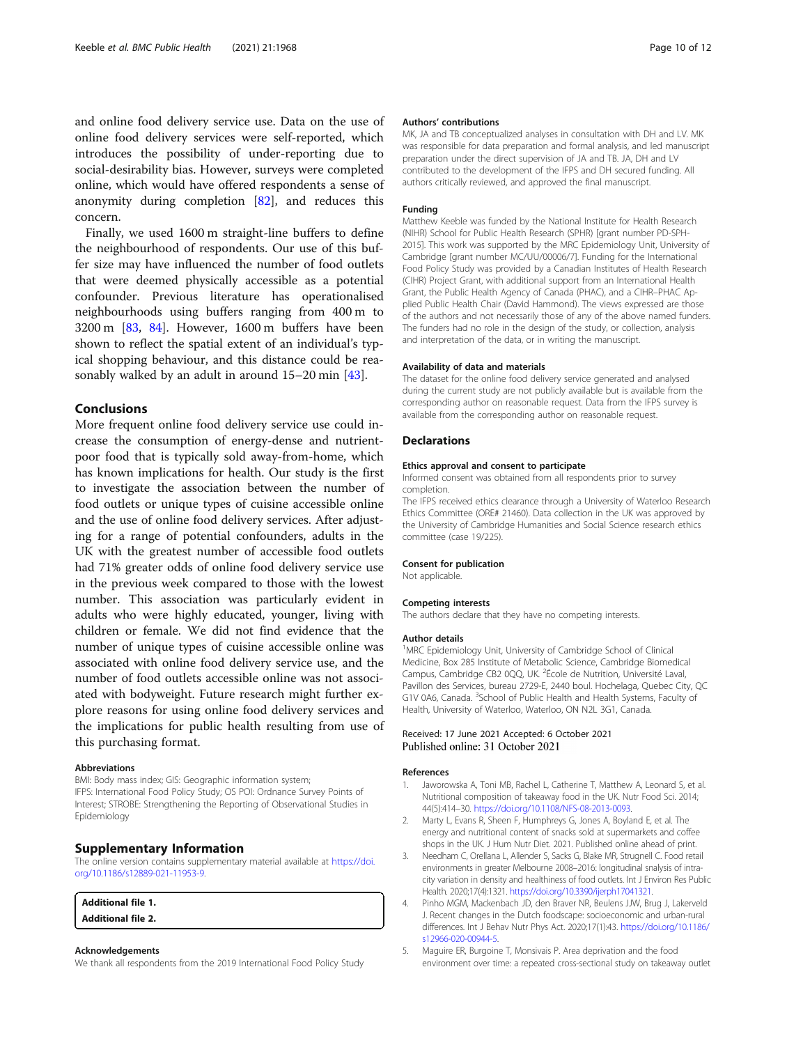and online food delivery service use. Data on the use of online food delivery services were self-reported, which introduces the possibility of under-reporting due to social-desirability bias. However, surveys were completed online, which would have offered respondents a sense of anonymity during completion [82], and reduces this concern.

Finally, we used 1600 m straight-line buffers to define the neighbourhood of respondents. Our use of this buffer size may have influenced the number of food outlets that were deemed physically accessible as a potential confounder. Previous literature has operationalised neighbourhoods using buffers ranging from 400 m to 3200 m [83, 84]. However, 1600 m buffers have been shown to reflect the spatial extent of an individual's typical shopping behaviour, and this distance could be reasonably walked by an adult in around 15–20 min [43].

## Conclusions

More frequent online food delivery service use could increase the consumption of energy-dense and nutrient-poor food that is typically sold away-from-home, which has known implications for health. Our study is the first to investigate the association between the number of food outlets or unique types of cuisine accessible online and the use of online food delivery services. After adjusting for a range of potential confounders, adults in the UK with the greatest number of accessible food outlets had 71% greater odds of online food delivery service use in the previous week compared to those with the lowest number. This association was particularly evident in adults who were highly educated, younger, living with children or female. We did not find evidence that the number of unique types of cuisine accessible online was associated with online food delivery service use, and the number of food outlets accessible online was not associated with bodyweight. Future research might further explore reasons for using online food delivery services and the implications for public health resulting from use of this purchasing format.

### Abbreviations

BMI: Body mass index; GIS: Geographic information system; IFPS: International Food Policy Study; OS POI: Ordnance Survey Points of Interest; STROBE: Strengthening the Reporting of Observational Studies in Epidemiology

## Supplementary Information

The online version contains supplementary material available at https://doi.org/10.1186/s12889-021-11953-9.

**Additional file 1.**
**Additional file 2.**

### Acknowledgements

We thank all respondents from the 2019 International Food Policy Study

### Authors' contributions

MK, JA and TB conceptualized analyses in consultation with DH and LV. MK was responsible for data preparation and formal analysis, and led manuscript preparation under the direct supervision of JA and TB. JA, DH and LV contributed to the development of the IFPS and DH secured funding. All authors critically reviewed, and approved the final manuscript.

### Funding

Matthew Keeble was funded by the National Institute for Health Research (NIHR) School for Public Health Research (SPHR) [grant number PD-SPH-2015]. This work was supported by the MRC Epidemiology Unit, University of Cambridge [grant number MC/UU/00006/7]. Funding for the International Food Policy Study was provided by a Canadian Institutes of Health Research (CIHR) Project Grant, with additional support from an International Health Grant, the Public Health Agency of Canada (PHAC), and a CIHR–PHAC Applied Public Health Chair (David Hammond). The views expressed are those of the authors and not necessarily those of any of the above named funders. The funders had no role in the design of the study, or collection, analysis and interpretation of the data, or in writing the manuscript.

### Availability of data and materials

The dataset for the online food delivery service generated and analysed during the current study are not publicly available but is available from the corresponding author on reasonable request. Data from the IFPS survey is available from the corresponding author on reasonable request.

## Declarations

### Ethics approval and consent to participate

Informed consent was obtained from all respondents prior to survey completion.

The IFPS received ethics clearance through a University of Waterloo Research Ethics Committee (ORE# 21460). Data collection in the UK was approved by the University of Cambridge Humanities and Social Science research ethics committee (case 19/225).

### Consent for publication

Not applicable.

### Competing interests

The authors declare that they have no competing interests.

### Author details

[1]MRC Epidemiology Unit, University of Cambridge School of Clinical Medicine, Box 285 Institute of Metabolic Science, Cambridge Biomedical Campus, Cambridge CB2 0QQ, UK. [2]École de Nutrition, Université Laval, Pavillon des Services, bureau 2729-E, 2440 boul. Hochelaga, Quebec City, QC G1V 0A6, Canada. [3]School of Public Health and Health Systems, Faculty of Health, University of Waterloo, Waterloo, ON N2L 3G1, Canada.

Received: 17 June 2021 Accepted: 6 October 2021
Published online: 31 October 2021

### References

1. Jaworowska A, Toni MB, Rachel L, Catherine T, Matthew A, Leonard S, et al. Nutritional composition of takeaway food in the UK. Nutr Food Sci. 2014; 44(5):414–30. https://doi.org/10.1108/NFS-08-2013-0093.
2. Marty L, Evans R, Sheen F, Humphreys G, Jones A, Boyland E, et al. The energy and nutritional content of snacks sold at supermarkets and coffee shops in the UK. J Hum Nutr Diet. 2021. Published online ahead of print.
3. Needham C, Orellana L, Allender S, Sacks G, Blake MR, Strugnell C. Food retail environments in greater Melbourne 2008–2016: longitudinal snalysis of intra-city variation in density and healthiness of food outlets. Int J Environ Res Public Health. 2020;17(4):1321. https://doi.org/10.3390/ijerph17041321.
4. Pinho MGM, Mackenbach JD, den Braver NR, Beulens JJW, Brug J, Lakerveld J. Recent changes in the Dutch foodscape: socioeconomic and urban-rural differences. Int J Behav Nutr Phys Act. 2020;17(1):43. https://doi.org/10.1186/s12966-020-00944-5.
5. Maguire ER, Burgoine T, Monsivais P. Area deprivation and the food environment over time: a repeated cross-sectional study on takeaway outlet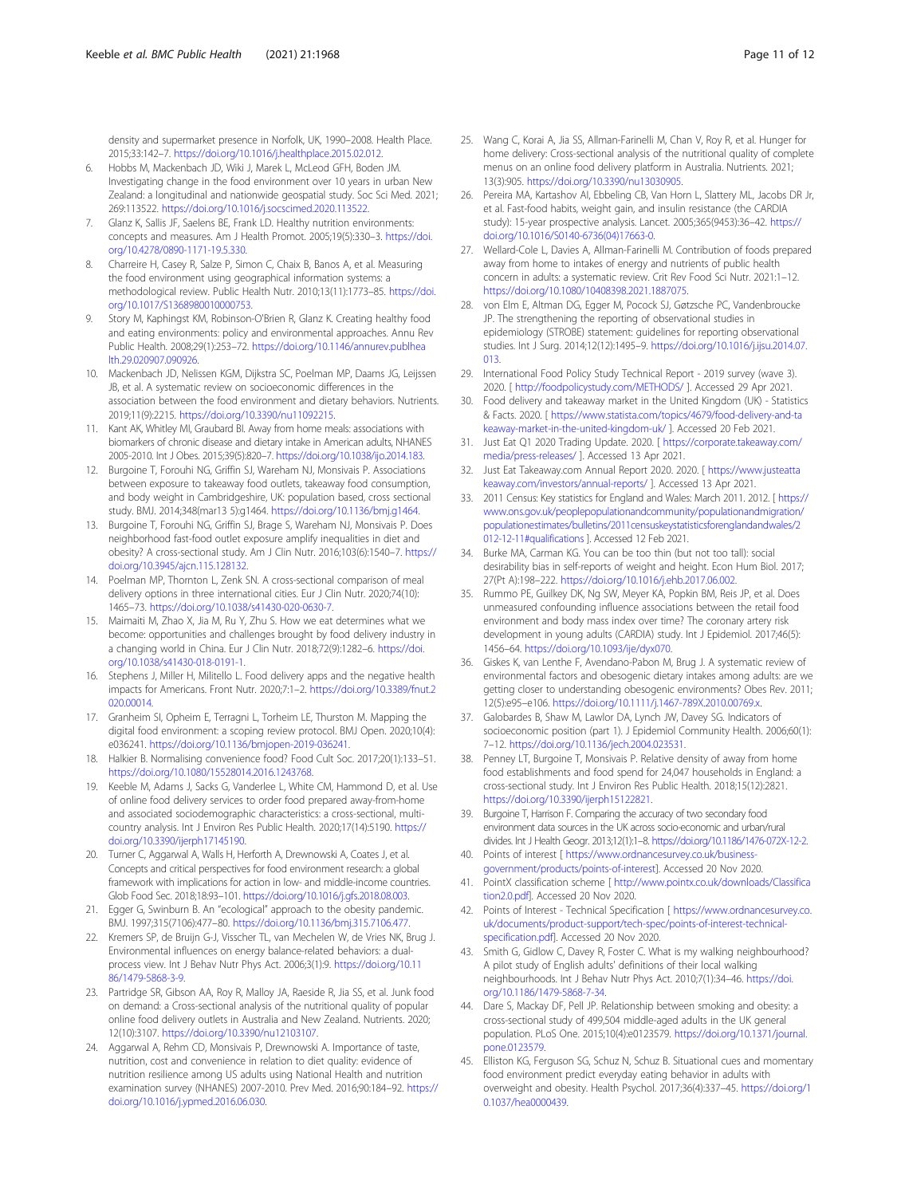density and supermarket presence in Norfolk, UK, 1990–2008. Health Place. 2015;33:142–7. https://doi.org/10.1016/j.healthplace.2015.02.012.

6. Hobbs M, Mackenbach JD, Wiki J, Marek L, McLeod GFH, Boden JM. Investigating change in the food environment over 10 years in urban New Zealand: a longitudinal and nationwide geospatial study. Soc Sci Med. 2021; 269:113522. https://doi.org/10.1016/j.socscimed.2020.113522.
7. Glanz K, Sallis JF, Saelens BE, Frank LD. Healthy nutrition environments: concepts and measures. Am J Health Promot. 2005;19(5):330–3. https://doi.org/10.4278/0890-1171-19.5.330.
8. Charreire H, Casey R, Salze P, Simon C, Chaix B, Banos A, et al. Measuring the food environment using geographical information systems: a methodological review. Public Health Nutr. 2010;13(11):1773–85. https://doi.org/10.1017/S1368980010000753.
9. Story M, Kaphingst KM, Robinson-O'Brien R, Glanz K. Creating healthy food and eating environments: policy and environmental approaches. Annu Rev Public Health. 2008;29(1):253–72. https://doi.org/10.1146/annurev.publhealth.29.020907.090926.
10. Mackenbach JD, Nelissen KGM, Dijkstra SC, Poelman MP, Daams JG, Leijssen JB, et al. A systematic review on socioeconomic differences in the association between the food environment and dietary behaviors. Nutrients. 2019;11(9):2215. https://doi.org/10.3390/nu11092215.
11. Kant AK, Whitley MI, Graubard BI. Away from home meals: associations with biomarkers of chronic disease and dietary intake in American adults, NHANES 2005-2010. Int J Obes. 2015;39(5):820–7. https://doi.org/10.1038/ijo.2014.183.
12. Burgoine T, Forouhi NG, Griffin SJ, Wareham NJ, Monsivais P. Associations between exposure to takeaway food outlets, takeaway food consumption, and body weight in Cambridgeshire, UK: population based, cross sectional study. BMJ. 2014;348(mar13 5):g1464. https://doi.org/10.1136/bmj.g1464.
13. Burgoine T, Forouhi NG, Griffin SJ, Brage S, Wareham NJ, Monsivais P. Does neighborhood fast-food outlet exposure amplify inequalities in diet and obesity? A cross-sectional study. Am J Clin Nutr. 2016;103(6):1540–7. https://doi.org/10.3945/ajcn.115.128132.
14. Poelman MP, Thornton L, Zenk SN. A cross-sectional comparison of meal delivery options in three international cities. Eur J Clin Nutr. 2020;74(10): 1465–73. https://doi.org/10.1038/s41430-020-0630-7.
15. Maimaiti M, Zhao X, Jia M, Ru Y, Zhu S. How we eat determines what we become: opportunities and challenges brought by food delivery industry in a changing world in China. Eur J Clin Nutr. 2018;72(9):1282–6. https://doi.org/10.1038/s41430-018-0191-1.
16. Stephens J, Miller H, Militello L. Food delivery apps and the negative health impacts for Americans. Front Nutr. 2020;7:1–2. https://doi.org/10.3389/fnut.2020.00014.
17. Granheim SI, Opheim E, Terragni L, Torheim LE, Thurston M. Mapping the digital food environment: a scoping review protocol. BMJ Open. 2020;10(4): e036241. https://doi.org/10.1136/bmjopen-2019-036241.
18. Halkier B. Normalising convenience food? Food Cult Soc. 2017;20(1):133–51. https://doi.org/10.1080/15528014.2016.1243768.
19. Keeble M, Adams J, Sacks G, Vanderlee L, White CM, Hammond D, et al. Use of online food delivery services to order food prepared away-from-home and associated sociodemographic characteristics: a cross-sectional, multi-country analysis. Int J Environ Res Public Health. 2020;17(14):5190. https://doi.org/10.3390/ijerph17145190.
20. Turner C, Aggarwal A, Walls H, Herforth A, Drewnowski A, Coates J, et al. Concepts and critical perspectives for food environment research: a global framework with implications for action in low- and middle-income countries. Glob Food Sec. 2018;18:93–101. https://doi.org/10.1016/j.gfs.2018.08.003.
21. Egger G, Swinburn B. An "ecological" approach to the obesity pandemic. BMJ. 1997;315(7106):477–80. https://doi.org/10.1136/bmj.315.7106.477.
22. Kremers SP, de Bruijn G-J, Visscher TL, van Mechelen W, de Vries NK, Brug J. Environmental influences on energy balance-related behaviors: a dual-process view. Int J Behav Nutr Phys Act. 2006;3(1):9. https://doi.org/10.1186/1479-5868-3-9.
23. Partridge SR, Gibson AA, Roy R, Malloy JA, Raeside R, Jia SS, et al. Junk food on demand: a Cross-sectional analysis of the nutritional quality of popular online food delivery outlets in Australia and New Zealand. Nutrients. 2020; 12(10):3107. https://doi.org/10.3390/nu12103107.
24. Aggarwal A, Rehm CD, Monsivais P, Drewnowski A. Importance of taste, nutrition, cost and convenience in relation to diet quality: evidence of nutrition resilience among US adults using National Health and nutrition examination survey (NHANES) 2007-2010. Prev Med. 2016;90:184–92. https://doi.org/10.1016/j.ypmed.2016.06.030.
25. Wang C, Korai A, Jia SS, Allman-Farinelli M, Chan V, Roy R, et al. Hunger for home delivery: Cross-sectional analysis of the nutritional quality of complete menus on an online food delivery platform in Australia. Nutrients. 2021; 13(3):905. https://doi.org/10.3390/nu13030905.
26. Pereira MA, Kartashov AI, Ebbeling CB, Van Horn L, Slattery ML, Jacobs DR Jr, et al. Fast-food habits, weight gain, and insulin resistance (the CARDIA study): 15-year prospective analysis. Lancet. 2005;365(9453):36–42. https://doi.org/10.1016/S0140-6736(04)17663-0.
27. Wellard-Cole L, Davies A, Allman-Farinelli M. Contribution of foods prepared away from home to intakes of energy and nutrients of public health concern in adults: a systematic review. Crit Rev Food Sci Nutr. 2021:1–12. https://doi.org/10.1080/10408398.2021.1887075.
28. von Elm E, Altman DG, Egger M, Pocock SJ, Gøtzsche PC, Vandenbroucke JP. The strengthening the reporting of observational studies in epidemiology (STROBE) statement: guidelines for reporting observational studies. Int J Surg. 2014;12(12):1495–9. https://doi.org/10.1016/j.ijsu.2014.07.013.
29. International Food Policy Study Technical Report - 2019 survey (wave 3). 2020. [ http://foodpolicystudy.com/METHODS/ ]. Accessed 29 Apr 2021.
30. Food delivery and takeaway market in the United Kingdom (UK) - Statistics & Facts. 2020. [ https://www.statista.com/topics/4679/food-delivery-and-takeaway-market-in-the-united-kingdom-uk/ ]. Accessed 20 Feb 2021.
31. Just Eat Q1 2020 Trading Update. 2020. [ https://corporate.takeaway.com/media/press-releases/ ]. Accessed 13 Apr 2021.
32. Just Eat Takeaway.com Annual Report 2020. 2020. [ https://www.justeattakeaway.com/investors/annual-reports/ ]. Accessed 13 Apr 2021.
33. 2011 Census: Key statistics for England and Wales: March 2011. 2012. [ https://www.ons.gov.uk/peoplepopulationandcommunity/populationandmigration/populationestimates/bulletins/2011censuskeystatisticsforenglandandwales/2012-12-11#qualifications ]. Accessed 12 Feb 2021.
34. Burke MA, Carman KG. You can be too thin (but not too tall): social desirability bias in self-reports of weight and height. Econ Hum Biol. 2017; 27(Pt A):198–222. https://doi.org/10.1016/j.ehb.2017.06.002.
35. Rummo PE, Guilkey DK, Ng SW, Meyer KA, Popkin BM, Reis JP, et al. Does unmeasured confounding influence associations between the retail food environment and body mass index over time? The coronary artery risk development in young adults (CARDIA) study. Int J Epidemiol. 2017;46(5): 1456–64. https://doi.org/10.1093/ije/dyx070.
36. Giskes K, van Lenthe F, Avendano-Pabon M, Brug J. A systematic review of environmental factors and obesogenic dietary intakes among adults: are we getting closer to understanding obesogenic environments? Obes Rev. 2011; 12(5):e95–e106. https://doi.org/10.1111/j.1467-789X.2010.00769.x.
37. Galobardes B, Shaw M, Lawlor DA, Lynch JW, Davey SG. Indicators of socioeconomic position (part 1). J Epidemiol Community Health. 2006;60(1): 7–12. https://doi.org/10.1136/jech.2004.023531.
38. Penney LT, Burgoine T, Monsivais P. Relative density of away from home food establishments and food spend for 24,047 households in England: a cross-sectional study. Int J Environ Res Public Health. 2018;15(12):2821. https://doi.org/10.3390/ijerph15122821.
39. Burgoine T, Harrison F. Comparing the accuracy of two secondary food environment data sources in the UK across socio-economic and urban/rural divides. Int J Health Geogr. 2013;12(1):1–8. https://doi.org/10.1186/1476-072X-12-2.
40. Points of interest [ https://www.ordnancesurvey.co.uk/business-government/products/points-of-interest]. Accessed 20 Nov 2020.
41. PointX classification scheme [ http://www.pointx.co.uk/downloads/Classification2.0.pdf]. Accessed 20 Nov 2020.
42. Points of Interest - Technical Specification [ https://www.ordnancesurvey.co.uk/documents/product-support/tech-spec/points-of-interest-technical-specification.pdf]. Accessed 20 Nov 2020.
43. Smith G, Gidlow C, Davey R, Foster C. What is my walking neighbourhood? A pilot study of English adults' definitions of their local walking neighbourhoods. Int J Behav Nutr Phys Act. 2010;7(1):34–46. https://doi.org/10.1186/1479-5868-7-34.
44. Dare S, Mackay DF, Pell JP. Relationship between smoking and obesity: a cross-sectional study of 499,504 middle-aged adults in the UK general population. PLoS One. 2015;10(4):e0123579. https://doi.org/10.1371/journal.pone.0123579.
45. Elliston KG, Ferguson SG, Schuz N, Schuz B. Situational cues and momentary food environment predict everyday eating behavior in adults with overweight and obesity. Health Psychol. 2017;36(4):337–45. https://doi.org/10.1037/hea0000439.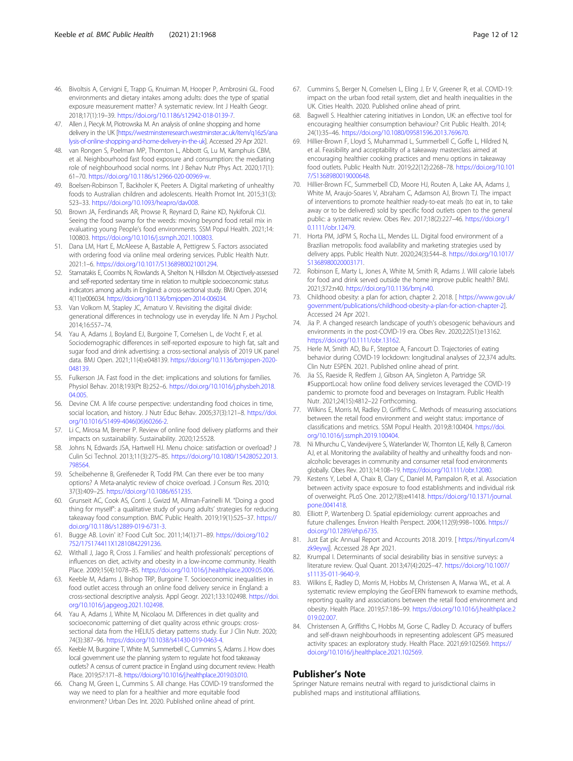46. Bivoltsis A, Cervigni E, Trapp G, Knuiman M, Hooper P, Ambrosini GL. Food environments and dietary intakes among adults: does the type of spatial exposure measurement matter? A systematic review. Int J Health Geogr. 2018;17(1):19–39. https://doi.org/10.1186/s12942-018-0139-7.
47. Allen J, Piecyk M, Piotrowska M. An analysis of online shopping and home delivery in the UK [https://westminsterresearch.westminster.ac.uk/item/q16z5/analysis-of-online-shopping-and-home-delivery-in-the-uk]. Accessed 29 Apr 2021.
48. van Rongen S, Poelman MP, Thornton L, Abbott G, Lu M, Kamphuis CBM, et al. Neighbourhood fast food exposure and consumption: the mediating role of neighbourhood social norms. Int J Behav Nutr Phys Act. 2020;17(1): 61–70. https://doi.org/10.1186/s12966-020-00969-w.
49. Boelsen-Robinson T, Backholer K, Peeters A. Digital marketing of unhealthy foods to Australian children and adolescents. Health Promot Int. 2015;31(3): 523–33. https://doi.org/10.1093/heapro/dav008.
50. Brown JA, Ferdinands AR, Prowse R, Reynard D, Raine KD, Nykiforuk CIJ. Seeing the food swamp for the weeds: moving beyond food retail mix in evaluating young People's food environments. SSM Popul Health. 2021;14: 100803. https://doi.org/10.1016/j.ssmph.2021.100803.
51. Dana LM, Hart E, McAleese A, Bastable A, Pettigrew S. Factors associated with ordering food via online meal ordering services. Public Health Nutr. 2021:1–6. https://doi.org/10.1017/S1368980021001294.
52. Stamatakis E, Coombs N, Rowlands A, Shelton N, Hillsdon M. Objectively-assessed and self-reported sedentary time in relation to multiple socioeconomic status indicators among adults in England: a cross-sectional study. BMJ Open. 2014; 4(11):e006034. https://doi.org/10.1136/bmjopen-2014-006034.
53. Van Volkom M, Stapley JC, Amaturo V. Revisiting the digital divide: generational differences in technology use in everyday life. N Am J Psychol. 2014;16:557–74.
54. Yau A, Adams J, Boyland EJ, Burgoine T, Cornelsen L, de Vocht F, et al. Sociodemographic differences in self-reported exposure to high fat, salt and sugar food and drink advertising: a cross-sectional analysis of 2019 UK panel data. BMJ Open. 2021;11(4):e048139. https://doi.org/10.1136/bmjopen-2020-048139.
55. Fulkerson JA. Fast food in the diet: implications and solutions for families. Physiol Behav. 2018;193(Pt B):252–6. https://doi.org/10.1016/j.physbeh.2018.04.005.
56. Devine CM. A life course perspective: understanding food choices in time, social location, and history. J Nutr Educ Behav. 2005;37(3):121–8. https://doi.org/10.1016/S1499-4046(06)60266-2.
57. Li C, Mirosa M, Bremer P. Review of online food delivery platforms and their impacts on sustainability. Sustainability. 2020;12:5528.
58. Johns N, Edwards JSA, Hartwell HJ. Menu choice: satisfaction or overload? J Culin Sci Technol. 2013;11(3):275–85. https://doi.org/10.1080/15428052.2013.798564.
59. Scheibehenne B, Greifeneder R, Todd PM. Can there ever be too many options? A Meta-analytic review of choice overload. J Consum Res. 2010; 37(3):409–25. https://doi.org/10.1086/651235.
60. Grunseit AC, Cook AS, Conti J, Gwizd M, Allman-Farinelli M. "Doing a good thing for myself": a qualitative study of young adults' strategies for reducing takeaway food consumption. BMC Public Health. 2019;19(1):525–37. https://doi.org/10.1186/s12889-019-6731-3.
61. Bugge AB. Lovin' it? Food Cult Soc. 2011;14(1):71–89. https://doi.org/10.2752/175174411X12810842291236.
62. Withall J, Jago R, Cross J. Families' and health professionals' perceptions of influences on diet, activity and obesity in a low-income community. Health Place. 2009;15(4):1078–85. https://doi.org/10.1016/j.healthplace.2009.05.006.
63. Keeble M, Adams J, Bishop TRP, Burgoine T. Socioeconomic inequalities in food outlet access through an online food delivery service in England: a cross-sectional descriptive analysis. Appl Geogr. 2021;133:102498. https://doi.org/10.1016/j.apgeog.2021.102498.
64. Yau A, Adams J, White M, Nicolaou M. Differences in diet quality and socioeconomic patterning of diet quality across ethnic groups: cross-sectional data from the HELIUS dietary patterns study. Eur J Clin Nutr. 2020; 74(3):387–96. https://doi.org/10.1038/s41430-019-0463-4.
65. Keeble M, Burgoine T, White M, Summerbell C, Cummins S, Adams J. How does local government use the planning system to regulate hot food takeaway outlets? A census of current practice in England using document review. Health Place. 2019;57:171–8. https://doi.org/10.1016/j.healthplace.2019.03.010.
66. Chang M, Green L, Cummins S. All change. Has COVID-19 transformed the way we need to plan for a healthier and more equitable food environment? Urban Des Int. 2020. Published online ahead of print.
67. Cummins S, Berger N, Cornelsen L, Eling J, Er V, Greener R, et al. COVID-19: impact on the urban food retail system, diet and health inequalities in the UK. Cities Health. 2020. Published online ahead of print.
68. Bagwell S. Healthier catering initiatives in London, UK: an effective tool for encouraging healthier consumption behaviour? Crit Public Health. 2014; 24(1):35–46. https://doi.org/10.1080/09581596.2013.769670.
69. Hillier-Brown F, Lloyd S, Muhammad L, Summerbell C, Goffe L, Hildred N, et al. Feasibility and acceptability of a takeaway masterclass aimed at encouraging healthier cooking practices and menu options in takeaway food outlets. Public Health Nutr. 2019;22(12):2268–78. https://doi.org/10.1017/S1368980019000648.
70. Hillier-Brown FC, Summerbell CD, Moore HJ, Routen A, Lake AA, Adams J, White M, Araujo-Soares V, Abraham C, Adamson AJ, Brown TJ. The impact of interventions to promote healthier ready-to-eat meals (to eat in, to take away or to be delivered) sold by specific food outlets open to the general public: a systematic review. Obes Rev. 2017;18(2):227–46. https://doi.org/10.1111/obr.12479.
71. Horta PM, JdPM S, Rocha LL, Mendes LL. Digital food environment of a Brazilian metropolis: food availability and marketing strategies used by delivery apps. Public Health Nutr. 2020;24(3):544–8. https://doi.org/10.1017/S1368980020003171.
72. Robinson E, Marty L, Jones A, White M, Smith R, Adams J. Will calorie labels for food and drink served outside the home improve public health? BMJ. 2021;372:n40. https://doi.org/10.1136/bmj.n40.
73. Childhood obesity: a plan for action, chapter 2. 2018. [ https://www.gov.uk/government/publications/childhood-obesity-a-plan-for-action-chapter-2]. Accessed 24 Apr 2021.
74. Jia P. A changed research landscape of youth's obesogenic behaviours and environments in the post-COVID-19 era. Obes Rev. 2020;22(S1):e13162. https://doi.org/10.1111/obr.13162.
75. Herle M, Smith AD, Bu F, Steptoe A, Fancourt D. Trajectories of eating behavior during COVID-19 lockdown: longitudinal analyses of 22,374 adults. Clin Nutr ESPEN. 2021. Published online ahead of print.
76. Jia SS, Raeside R, Redfern J, Gibson AA, Singleton A, Partridge SR. #SupportLocal: how online food delivery services leveraged the COVID-19 pandemic to promote food and beverages on Instagram. Public Health Nutr. 2021;24(15):4812–22 Forthcoming.
77. Wilkins E, Morris M, Radley D, Griffiths C. Methods of measuring associations between the retail food environment and weight status: importance of classifications and metrics. SSM Popul Health. 2019;8:100404. https://doi.org/10.1016/j.ssmph.2019.100404.
78. Ni Mhurchu C, Vandevijvere S, Waterlander W, Thornton LE, Kelly B, Cameron AJ, et al. Monitoring the availability of healthy and unhealthy foods and non-alcoholic beverages in community and consumer retail food environments globally. Obes Rev. 2013;14:108–19. https://doi.org/10.1111/obr.12080.
79. Kestens Y, Lebel A, Chaix B, Clary C, Daniel M, Pampalon R, et al. Association between activity space exposure to food establishments and individual risk of overweight. PLoS One. 2012;7(8):e41418. https://doi.org/10.1371/journal.pone.0041418.
80. Elliott P, Wartenberg D. Spatial epidemiology: current approaches and future challenges. Environ Health Perspect. 2004;112(9):998–1006. https://doi.org/10.1289/ehp.6735.
81. Just Eat plc Annual Report and Accounts 2018. 2019. [ https://tinyurl.com/4zk9eywj]. Accessed 28 Apr 2021.
82. Krumpal I. Determinants of social desirability bias in sensitive surveys: a literature review. Qual Quant. 2013;47(4):2025–47. https://doi.org/10.1007/s11135-011-9640-9.
83. Wilkins E, Radley D, Morris M, Hobbs M, Christensen A, Marwa WL, et al. A systematic review employing the GeoFERN framework to examine methods, reporting quality and associations between the retail food environment and obesity. Health Place. 2019;57:186–99. https://doi.org/10.1016/j.healthplace.2019.02.007.
84. Christensen A, Griffiths C, Hobbs M, Gorse C, Radley D. Accuracy of buffers and self-drawn neighbourhoods in representing adolescent GPS measured activity spaces: an exploratory study. Health Place. 2021;69:102569. https://doi.org/10.1016/j.healthplace.2021.102569.

## Publisher's Note

Springer Nature remains neutral with regard to jurisdictional claims in published maps and institutional affiliations.